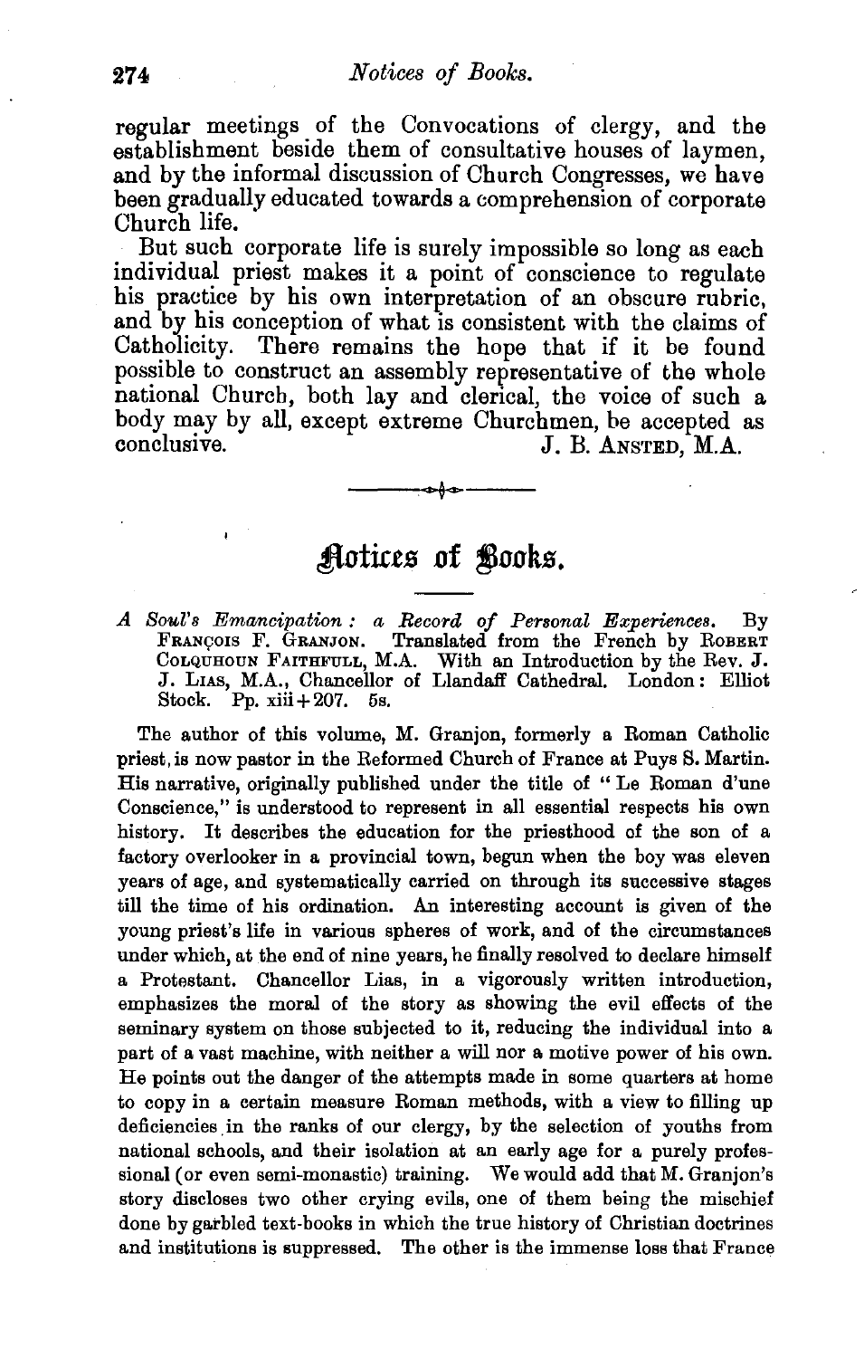regular meetings of the Convocations of clergy, and the establishment beside them of consultative houses of laymen, and by the informal discussion of Church Congresses, we have been gradually educated towards a comprehension of corporate Church life.

But such corporate life is surely impossible so long as each individual priest makes it a point of conscience to regulate his practice by his own interpretation of an obscure rubric, and by his conception of what is consistent with the claims of Catholicity. There remains the hope that if it be found possible to construct an assembly representative of the whole national Church, both lay and clerical, the voice of such a body may by all, except extreme Churchmen, be accepted as conclusive.

J. B. ANSTED, M.A.

---

# Notices of Books.

*A Soul's Emancipation: a Record of Personal Experiences.* By FRANÇOIS F. GRANJON. Translated from the French by ROBERT COLQUHOUN FAITHFULL, M.A. With an Introduction by the Rev. J. J. LIAS, M.A., Chancellor of Llandaff Cathedral. London: Elliot Stock. Pp. xiii + 207. 5s.

The author of this volume, M. Granjon, formerly a Roman Catholic priest, is now pastor in the Reformed Church of France at Puys S. Martin. His narrative, originally published under the title of "Le Roman d'une Conscience," is understood to represent in all essential respects his own history. It describes the education for the priesthood of the son of a factory overlooker in a provincial town, begun when the boy was eleven years of age, and systematically carried on through its successive stages till the time of his ordination. An interesting account is given of the young priest's life in various spheres of work, and of the circumstances under which, at the end of nine years, he finally resolved to declare himself a Protestant. Chancellor Lias, in a vigorously written introduction, emphasizes the moral of the story as showing the evil effects of the seminary system on those subjected to it, reducing the individual into a part of a vast machine, with neither a will nor a motive power of his own. He points out the danger of the attempts made in some quarters at home to copy in a certain measure Roman methods, with a view to filling up deficiencies in the ranks of our clergy, by the selection of youths from national schools, and their isolation at an early age for a purely professional (or even semi-monastic) training. We would add that M. Granjon's story discloses two other crying evils, one of them being the mischief done by garbled text-books in which the true history of Christian doctrines and institutions is suppressed. The other is the immense loss that France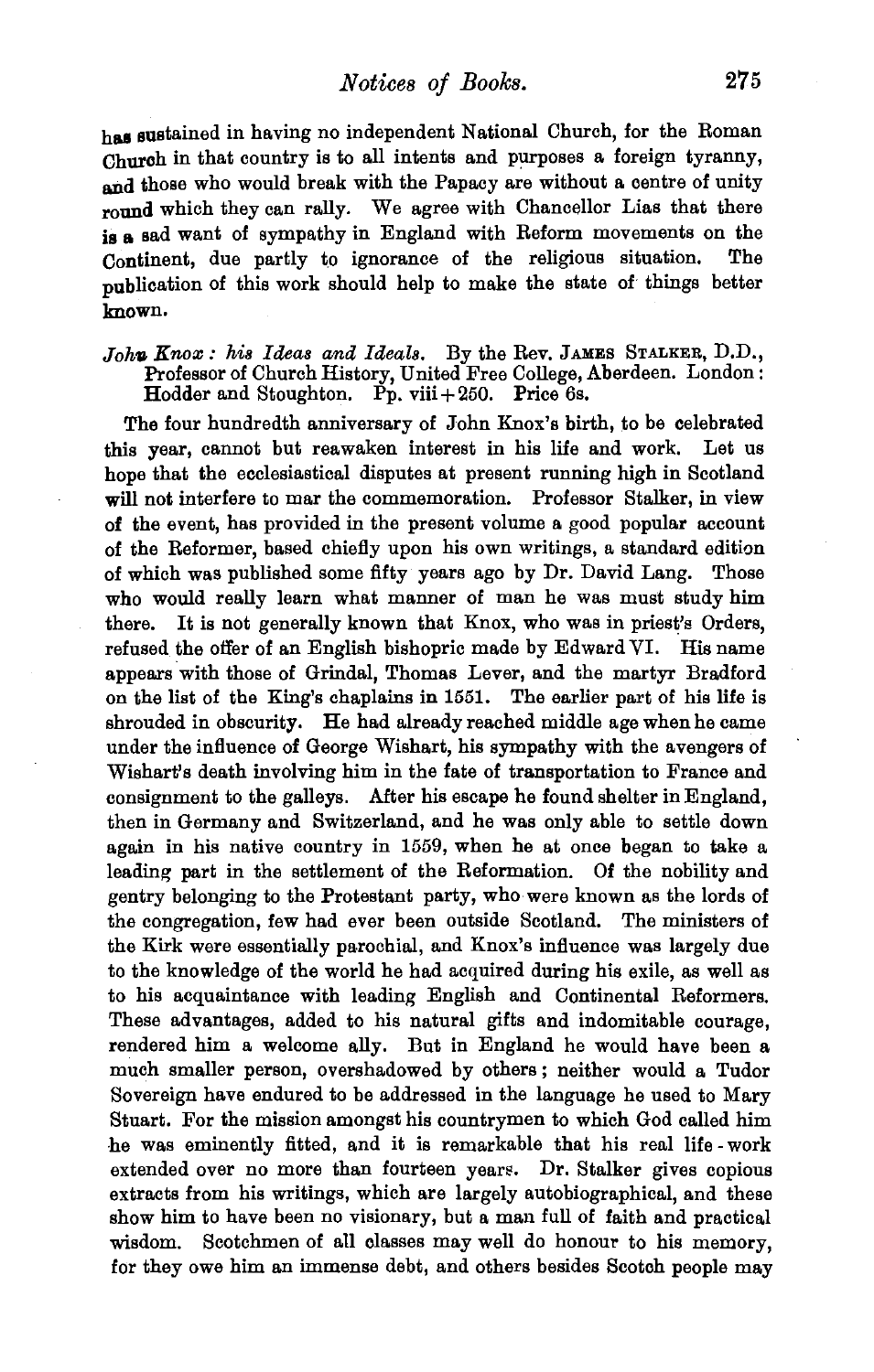has sustained in having no independent National Church, for the Roman Church in that country is to all intents and purposes a foreign tyranny, and those who would break with the Papacy are without a centre of unity round which they can rally. We agree with Chancellor Lias that there is a sad want of sympathy in England with Reform movements on the Continent, due partly to ignorance of the religious situation. The publication of this work should help to make the state of things better known.

*John Knox: his Ideas and Ideals.* By the Rev. JAMES STALKER, D.D., Professor of Church History, United Free College, Aberdeen. London: Hodder and Stoughton. Pp. viii + 250. Price 6s.

The four hundredth anniversary of John Knox's birth, to be celebrated this year, cannot but reawaken interest in his life and work. Let us hope that the ecclesiastical disputes at present running high in Scotland will not interfere to mar the commemoration. Professor Stalker, in view of the event, has provided in the present volume a good popular account of the Reformer, based chiefly upon his own writings, a standard edition of which was published some fifty years ago by Dr. David Lang. Those who would really learn what manner of man he was must study him there. It is not generally known that Knox, who was in priest's Orders, refused the offer of an English bishopric made by Edward VI. His name appears with those of Grindal, Thomas Lever, and the martyr Bradford on the list of the King's chaplains in 1551. The earlier part of his life is shrouded in obscurity. He had already reached middle age when he came under the influence of George Wishart, his sympathy with the avengers of Wishart's death involving him in the fate of transportation to France and consignment to the galleys. After his escape he found shelter in England, then in Germany and Switzerland, and he was only able to settle down again in his native country in 1559, when he at once began to take a leading part in the settlement of the Reformation. Of the nobility and gentry belonging to the Protestant party, who were known as the lords of the congregation, few had ever been outside Scotland. The ministers of the Kirk were essentially parochial, and Knox's influence was largely due to the knowledge of the world he had acquired during his exile, as well as to his acquaintance with leading English and Continental Reformers. These advantages, added to his natural gifts and indomitable courage, rendered him a welcome ally. But in England he would have been a much smaller person, overshadowed by others; neither would a Tudor Sovereign have endured to be addressed in the language he used to Mary Stuart. For the mission amongst his countrymen to which God called him he was eminently fitted, and it is remarkable that his real life-work extended over no more than fourteen years. Dr. Stalker gives copious extracts from his writings, which are largely autobiographical, and these show him to have been no visionary, but a man full of faith and practical wisdom. Scotchmen of all classes may well do honour to his memory, for they owe him an immense debt, and others besides Scotch people may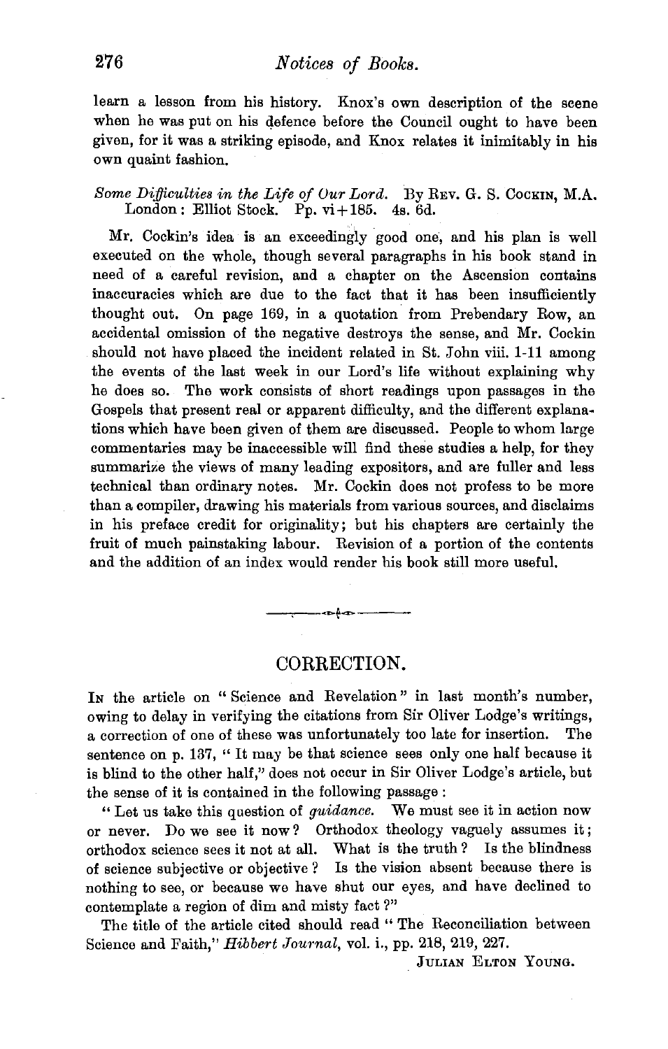learn a lesson from his history. Knox's own description of the scene when he was put on his defence before the Council ought to have been given, for it was a striking episode, and Knox relates it inimitably in his own quaint fashion.

*Some Difficulties in the Life of Our Lord.* By Rev. G. S. Cockin, M.A. London: Elliot Stock. Pp. vi+185. 4s. 6d.

Mr. Cockin's idea is an exceedingly good one, and his plan is well executed on the whole, though several paragraphs in his book stand in need of a careful revision, and a chapter on the Ascension contains inaccuracies which are due to the fact that it has been insufficiently thought out. On page 169, in a quotation from Prebendary Row, an accidental omission of the negative destroys the sense, and Mr. Cockin should not have placed the incident related in St. John viii. 1-11 among the events of the last week in our Lord's life without explaining why he does so. The work consists of short readings upon passages in the Gospels that present real or apparent difficulty, and the different explanations which have been given of them are discussed. People to whom large commentaries may be inaccessible will find these studies a help, for they summarize the views of many leading expositors, and are fuller and less technical than ordinary notes. Mr. Cockin does not profess to be more than a compiler, drawing his materials from various sources, and disclaims in his preface credit for originality; but his chapters are certainly the fruit of much painstaking labour. Revision of a portion of the contents and the addition of an index would render his book still more useful.

---

## CORRECTION.

In the article on "Science and Revelation" in last month's number, owing to delay in verifying the citations from Sir Oliver Lodge's writings, a correction of one of these was unfortunately too late for insertion. The sentence on p. 137, "It may be that science sees only one half because it is blind to the other half," does not occur in Sir Oliver Lodge's article, but the sense of it is contained in the following passage:

"Let us take this question of *guidance.* We must see it in action now or never. Do we see it now? Orthodox theology vaguely assumes it; orthodox science sees it not at all. What is the truth? Is the blindness of science subjective or objective? Is the vision absent because there is nothing to see, or because we have shut our eyes, and have declined to contemplate a region of dim and misty fact?"

The title of the article cited should read "The Reconciliation between Science and Faith," *Hibbert Journal*, vol. i., pp. 218, 219, 227.

Julian Elton Young.